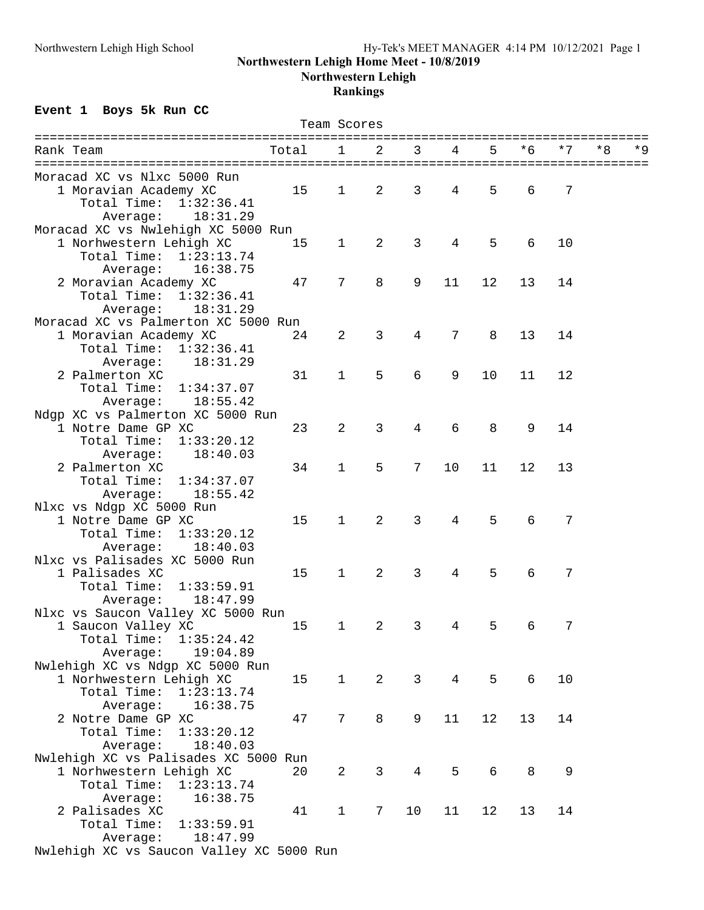**Northwestern Lehigh Home Meet - 10/8/2019**

**Northwestern Lehigh**

**Rankings**

## Event 1 Boys 5k Run CC

Team Scores

| Rank | Team | Total | 1 | 2 | 3 | 4 | 5 | *6 | *7 | *8 | *9 |
|---|---|---|---|---|---|---|---|---|---|---|---|
| **Moracad XC vs Nlxc 5000 Run** | | | | | | | | | | | |
| 1 | Moravian Academy XC | 15 | 1 | 2 | 3 | 4 | 5 | 6 | 7 | | |
| | Total Time: 1:32:36.41 | | | | | | | | | | |
| | Average: 18:31.29 | | | | | | | | | | |
| **Moracad XC vs Nwlehigh XC 5000 Run** | | | | | | | | | | | |
| 1 | Norhwestern Lehigh XC | 15 | 1 | 2 | 3 | 4 | 5 | 6 | 10 | | |
| | Total Time: 1:23:13.74 | | | | | | | | | | |
| | Average: 16:38.75 | | | | | | | | | | |
| 2 | Moravian Academy XC | 47 | 7 | 8 | 9 | 11 | 12 | 13 | 14 | | |
| | Total Time: 1:32:36.41 | | | | | | | | | | |
| | Average: 18:31.29 | | | | | | | | | | |
| **Moracad XC vs Palmerton XC 5000 Run** | | | | | | | | | | | |
| 1 | Moravian Academy XC | 24 | 2 | 3 | 4 | 7 | 8 | 13 | 14 | | |
| | Total Time: 1:32:36.41 | | | | | | | | | | |
| | Average: 18:31.29 | | | | | | | | | | |
| 2 | Palmerton XC | 31 | 1 | 5 | 6 | 9 | 10 | 11 | 12 | | |
| | Total Time: 1:34:37.07 | | | | | | | | | | |
| | Average: 18:55.42 | | | | | | | | | | |
| **Ndgp XC vs Palmerton XC 5000 Run** | | | | | | | | | | | |
| 1 | Notre Dame GP XC | 23 | 2 | 3 | 4 | 6 | 8 | 9 | 14 | | |
| | Total Time: 1:33:20.12 | | | | | | | | | | |
| | Average: 18:40.03 | | | | | | | | | | |
| 2 | Palmerton XC | 34 | 1 | 5 | 7 | 10 | 11 | 12 | 13 | | |
| | Total Time: 1:34:37.07 | | | | | | | | | | |
| | Average: 18:55.42 | | | | | | | | | | |
| **Nlxc vs Ndgp XC 5000 Run** | | | | | | | | | | | |
| 1 | Notre Dame GP XC | 15 | 1 | 2 | 3 | 4 | 5 | 6 | 7 | | |
| | Total Time: 1:33:20.12 | | | | | | | | | | |
| | Average: 18:40.03 | | | | | | | | | | |
| **Nlxc vs Palisades XC 5000 Run** | | | | | | | | | | | |
| 1 | Palisades XC | 15 | 1 | 2 | 3 | 4 | 5 | 6 | 7 | | |
| | Total Time: 1:33:59.91 | | | | | | | | | | |
| | Average: 18:47.99 | | | | | | | | | | |
| **Nlxc vs Saucon Valley XC 5000 Run** | | | | | | | | | | | |
| 1 | Saucon Valley XC | 15 | 1 | 2 | 3 | 4 | 5 | 6 | 7 | | |
| | Total Time: 1:35:24.42 | | | | | | | | | | |
| | Average: 19:04.89 | | | | | | | | | | |
| **Nwlehigh XC vs Ndgp XC 5000 Run** | | | | | | | | | | | |
| 1 | Norhwestern Lehigh XC | 15 | 1 | 2 | 3 | 4 | 5 | 6 | 10 | | |
| | Total Time: 1:23:13.74 | | | | | | | | | | |
| | Average: 16:38.75 | | | | | | | | | | |
| 2 | Notre Dame GP XC | 47 | 7 | 8 | 9 | 11 | 12 | 13 | 14 | | |
| | Total Time: 1:33:20.12 | | | | | | | | | | |
| | Average: 18:40.03 | | | | | | | | | | |
| **Nwlehigh XC vs Palisades XC 5000 Run** | | | | | | | | | | | |
| 1 | Norhwestern Lehigh XC | 20 | 2 | 3 | 4 | 5 | 6 | 8 | 9 | | |
| | Total Time: 1:23:13.74 | | | | | | | | | | |
| | Average: 16:38.75 | | | | | | | | | | |
| 2 | Palisades XC | 41 | 1 | 7 | 10 | 11 | 12 | 13 | 14 | | |
| | Total Time: 1:33:59.91 | | | | | | | | | | |
| | Average: 18:47.99 | | | | | | | | | | |
| **Nwlehigh XC vs Saucon Valley XC 5000 Run** | | | | | | | | | | | |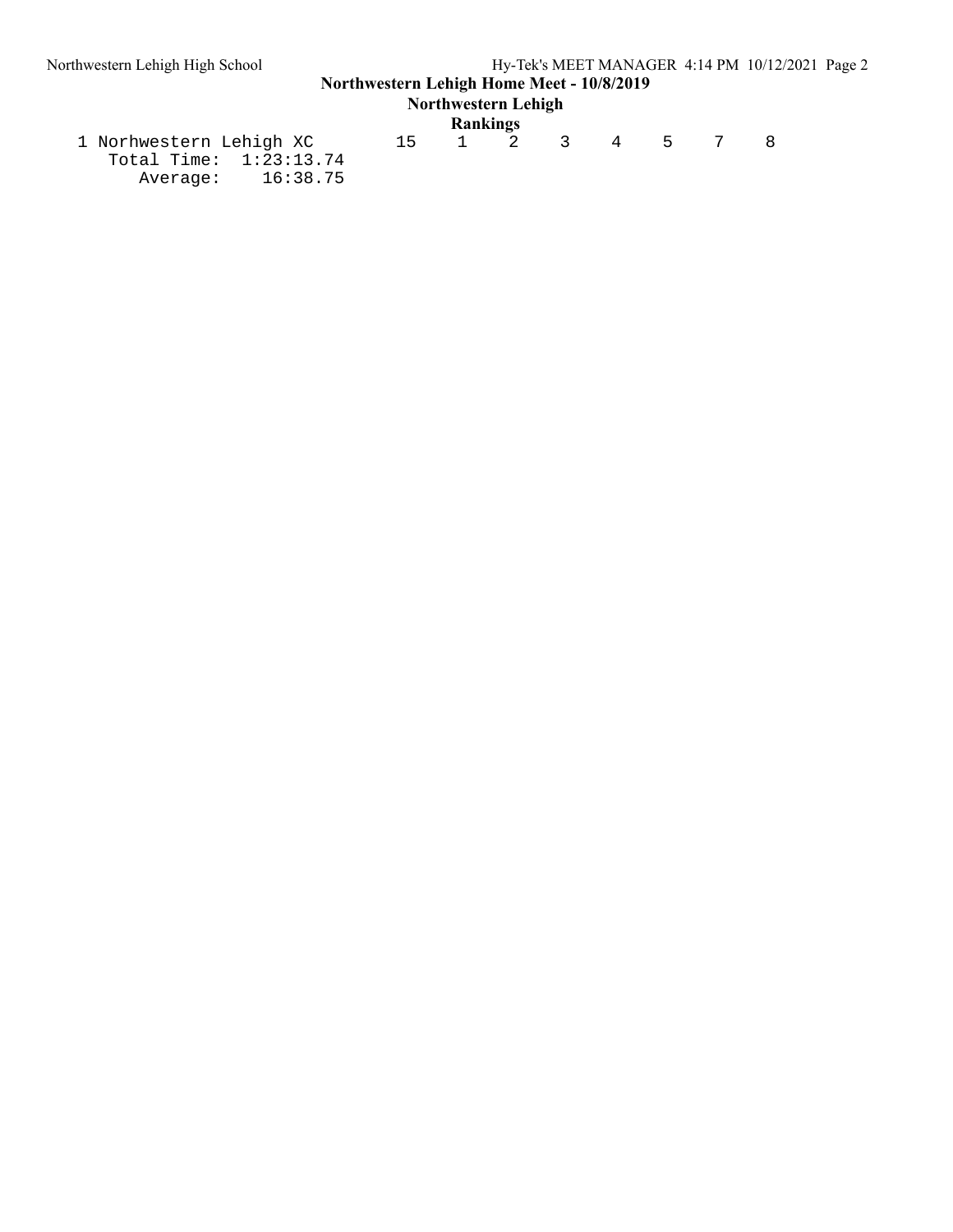**Northwestern Lehigh Home Meet - 10/8/2019**

**Northwestern Lehigh**

**Rankings**

```
 1 Norhwestern Lehigh XC       15    1    2    3    4    5    7    8
    Total Time:  1:23:13.74
       Average:    16:38.75
```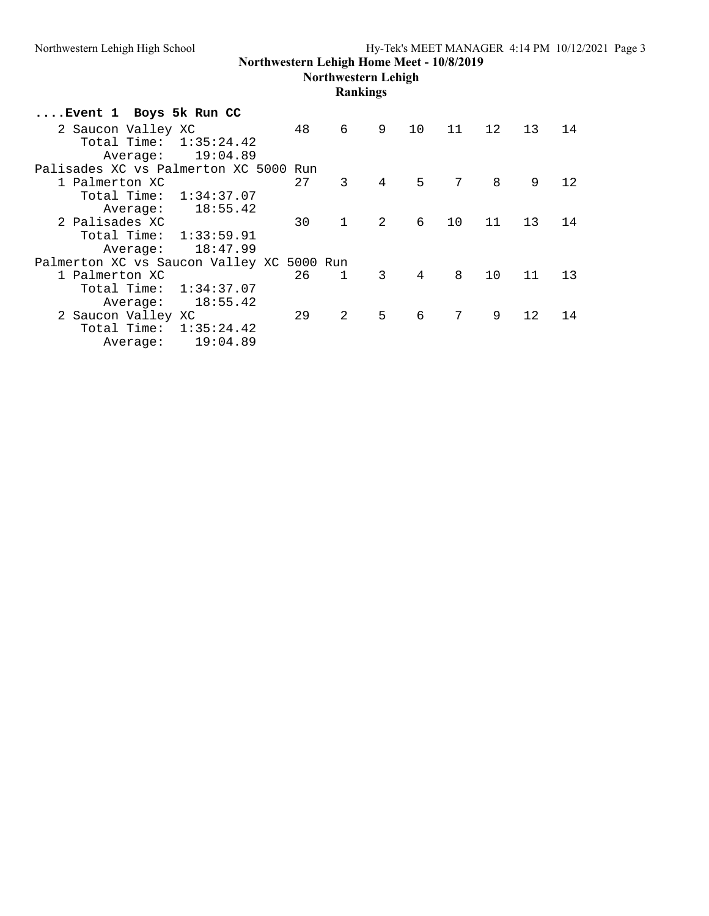# Northwestern Lehigh Home Meet - 10/8/2019

## Northwestern Lehigh

### Rankings

**....Event 1 Boys 5k Run CC**

```
   2 Saucon Valley XC             48    6    9   10   11   12   13   14
      Total Time:  1:35:24.42
         Average:    19:04.89
Palisades XC vs Palmerton XC 5000 Run
   1 Palmerton XC                 27    3    4    5    7    8    9   12
      Total Time:  1:34:37.07
         Average:    18:55.42
   2 Palisades XC                 30    1    2    6   10   11   13   14
      Total Time:  1:33:59.91
         Average:    18:47.99
Palmerton XC vs Saucon Valley XC 5000 Run
   1 Palmerton XC                 26    1    3    4    8   10   11   13
      Total Time:  1:34:37.07
         Average:    18:55.42
   2 Saucon Valley XC             29    2    5    6    7    9   12   14
      Total Time:  1:35:24.42
         Average:    19:04.89
```